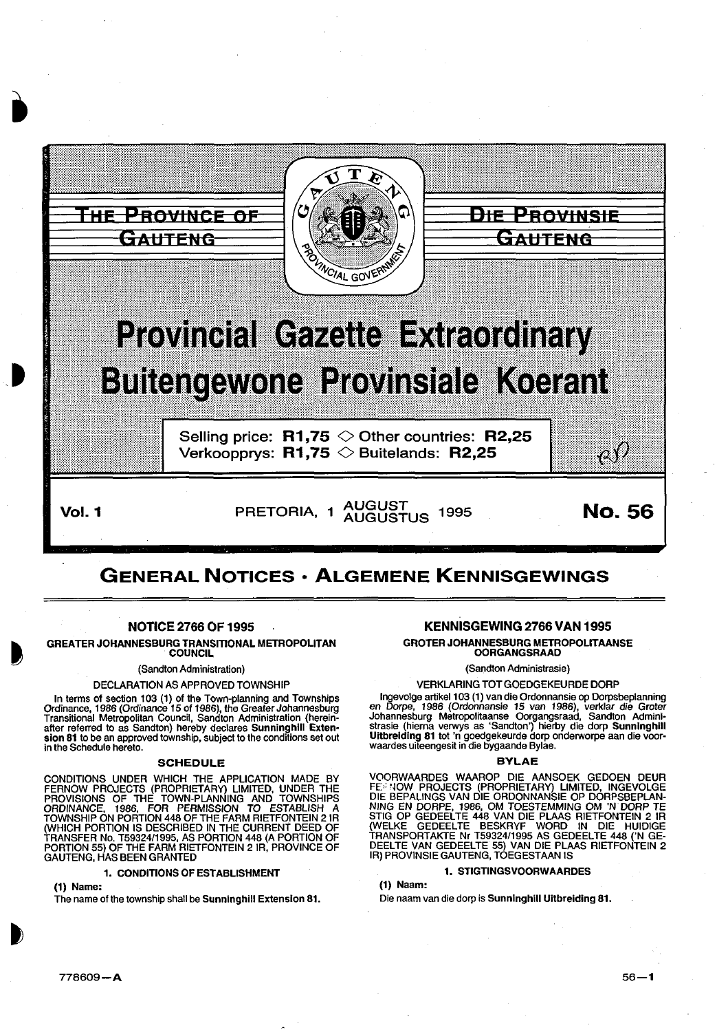# THE PROVINCE OF GAUTENG

# DIE PROVINSIE GAUTENG

# Provincial Gazette Extraordinary

# Buitengewone Provinsiale Koerant

Selling price: **R1,75** ◇ Other countries: **R2,25**
Verkoopprys: **R1,75** ◇ Buitelands: **R2,25**

**Vol. 1** PRETORIA, 1 AUGUST AUGUSTUS 1995 **No. 56**

## GENERAL NOTICES · ALGEMENE KENNISGEWINGS

### NOTICE 2766 OF 1995

**GREATER JOHANNESBURG TRANSITIONAL METROPOLITAN COUNCIL**

(Sandton Administration)

DECLARATION AS APPROVED TOWNSHIP

In terms of section 103 (1) of the Town-planning and Townships Ordinance, 1986 (Ordinance 15 of 1986), the Greater Johannesburg Transitional Metropolitan Council, Sandton Administration (hereinafter referred to as Sandton) hereby declares **Sunninghill Extension 81** to be an approved township, subject to the conditions set out in the Schedule hereto.

#### SCHEDULE

CONDITIONS UNDER WHICH THE APPLICATION MADE BY FERNOW PROJECTS (PROPRIETARY) LIMITED, UNDER THE PROVISIONS OF THE TOWN-PLANNING AND TOWNSHIPS ORDINANCE, 1986, FOR PERMISSION TO ESTABLISH A TOWNSHIP ON PORTION 448 OF THE FARM RIETFONTEIN 2 IR (WHICH PORTION IS DESCRIBED IN THE CURRENT DEED OF TRANSFER No. T59324/1995, AS PORTION 448 (A PORTION OF PORTION 55) OF THE FARM RIETFONTEIN 2 IR, PROVINCE OF GAUTENG, HAS BEEN GRANTED

**1. CONDITIONS OF ESTABLISHMENT**

**(1) Name:**

The name of the township shall be **Sunninghill Extension 81.**

### KENNISGEWING 2766 VAN 1995

**GROTER JOHANNESBURG METROPOLITAANSE OORGANGSRAAD**

(Sandton Administrasie)

VERKLARING TOT GOEDGEKEURDE DORP

Ingevolge artikel 103 (1) van die Ordonnansie op Dorpsbeplanning en Dorpe, 1986 (Ordonnansie 15 van 1986), verklar die Groter Johannesburg Metropolitaanse Oorgangsraad, Sandton Administrasie (hierna verwys as 'Sandton') hierby die dorp **Sunninghill Uitbreiding 81** tot 'n goedgekeurde dorp onderworpe aan die voorwaardes uiteengesit in die bygaande Bylae.

#### BYLAE

VOORWAARDES WAAROP DIE AANSOEK GEDOEN DEUR FERNOW PROJECTS (PROPRIETARY) LIMITED, INGEVOLGE DIE BEPALINGS VAN DIE ORDONNANSIE OP DORPSBEPLANNING EN DORPE, 1986, OM TOESTEMMING OM 'N DORP TE STIG OP GEDEELTE 448 VAN DIE PLAAS RIETFONTEIN 2 IR (WELKE GEDEELTE BESKRYF WORD IN DIE HUIDIGE TRANSPORTAKTE Nr T59324/1995 AS GEDEELTE 448 ('N GEDEELTE VAN GEDEELTE 55) VAN DIE PLAAS RIETFONTEIN 2 IR) PROVINSIE GAUTENG, TOEGESTAAN IS

**1. STIGTINGSVOORWAARDES**

**(1) Naam:**

Die naam van die dorp is **Sunninghill Uitbreiding 81.**

778609—A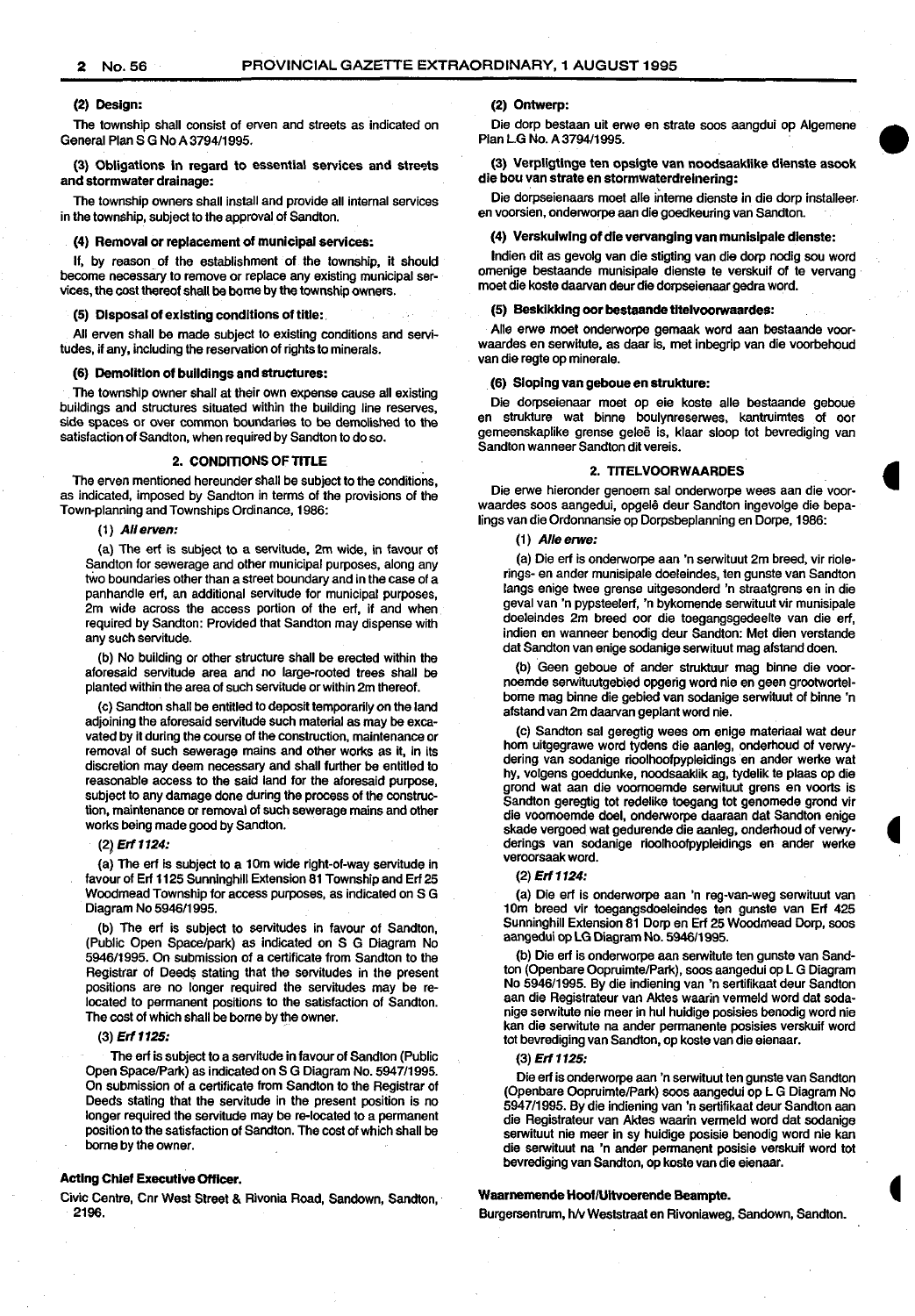**(2) Design:**

The township shall consist of erven and streets as indicated on General Plan S G No A 3794/1995.

**(3) Obligations in regard to essential services and streets and stormwater drainage:**

The township owners shall install and provide all internal services in the township, subject to the approval of Sandton.

**(4) Removal or replacement of municipal services:**

If, by reason of the establishment of the township, it should become necessary to remove or replace any existing municipal services, the cost thereof shall be borne by the township owners.

**(5) Disposal of existing conditions of title:**

All erven shall be made subject to existing conditions and servitudes, if any, including the reservation of rights to minerals.

**(6) Demolition of buildings and structures:**

The township owner shall at their own expense cause all existing buildings and structures situated within the building line reserves, side spaces or over common boundaries to be demolished to the satisfaction of Sandton, when required by Sandton to do so.

**2. CONDITIONS OF TITLE**

The erven mentioned hereunder shall be subject to the conditions, as indicated, imposed by Sandton in terms of the provisions of the Town-planning and Townships Ordinance, 1986:

(1) ***All erven:***

(a) The erf is subject to a servitude, 2m wide, in favour of Sandton for sewerage and other municipal purposes, along any two boundaries other than a street boundary and in the case of a panhandle erf, an additional servitude for municipal purposes, 2m wide across the access portion of the erf, if and when required by Sandton: Provided that Sandton may dispense with any such servitude.

(b) No building or other structure shall be erected within the aforesaid servitude area and no large-rooted trees shall be planted within the area of such servitude or within 2m thereof.

(c) Sandton shall be entitled to deposit temporarily on the land adjoining the aforesaid servitude such material as may be excavated by it during the course of the construction, maintenance or removal of such sewerage mains and other works as it, in its discretion may deem necessary and shall further be entitled to reasonable access to the said land for the aforesaid purpose, subject to any damage done during the process of the construction, maintenance or removal of such sewerage mains and other works being made good by Sandton.

(2) ***Erf 1124:***

(a) The erf is subject to a 10m wide right-of-way servitude in favour of Erf 1125 Sunninghill Extension 81 Township and Erf 25 Woodmead Township for access purposes, as indicated on S G Diagram No 5946/1995.

(b) The erf is subject to servitudes in favour of Sandton, (Public Open Space/park) as indicated on S G Diagram No 5946/1995. On submission of a certificate from Sandton to the Registrar of Deeds stating that the servitudes in the present positions are no longer required the servitudes may be relocated to permanent positions to the satisfaction of Sandton. The cost of which shall be borne by the owner.

(3) ***Erf 1125:***

The erf is subject to a servitude in favour of Sandton (Public Open Space/Park) as indicated on S G Diagram No. 5947/1995. On submission of a certificate from Sandton to the Registrar of Deeds stating that the servitude in the present position is no longer required the servitude may be re-located to a permanent position to the satisfaction of Sandton. The cost of which shall be borne by the owner.

**Acting Chief Executive Officer.**

Civic Centre, Cnr West Street & Rivonia Road, Sandown, Sandton, 2196.

**(2) Ontwerp:**

Die dorp bestaan uit erwe en strate soos aangedui op Algemene Plan L.G No. A 3794/1995.

**(3) Verpligtinge ten opsigte van noodsaaklike dienste asook die bou van strate en stormwaterdreinering:**

Die dorpseienaars moet alle interne dienste in die dorp installeer en voorsien, onderworpe aan die goedkeuring van Sandton.

**(4) Verskuiwing of die vervanging van munisipale dienste:**

Indien dit as gevolg van die stigting van die dorp nodig sou word omenige bestaande munisipale dienste te verskuif of te vervang moet die koste daarvan deur die dorpseienaar gedra word.

**(5) Beskikking oor bestaande titelvoorwaardes:**

Alle erwe moet onderworpe gemaak word aan bestaande voorwaardes en serwitute, as daar is, met inbegrip van die voorbehoud van die regte op minerale.

**(6) Sloping van geboue en strukture:**

Die dorpseienaar moet op eie koste alle bestaande geboue en strukture wat binne boulynreserwes, kantruimtes of oor gemeenskaplike grense geleë is, klaar sloop tot bevrediging van Sandton wanneer Sandton dit vereis.

**2. TITELVOORWAARDES**

Die erwe hieronder genoem sal onderworpe wees aan die voorwaardes soos aangedui, opgelê deur Sandton ingevolge die bepalings van die Ordonnansie op Dorpsbeplanning en Dorpe, 1986:

(1) ***Alle erwe:***

(a) Die erf is onderworpe aan 'n serwituut 2m breed, vir rioleringsen ander munisipale doeleindes, ten gunste van Sandton langs enige twee grense uitgesonderd 'n straatgrens en in die geval van 'n pypsteelerf, 'n bykomende serwituut vir munisipale doeleindes 2m breed oor die toegangsgedeelte van die erf, indien en wanneer benodig deur Sandton: Met dien verstande dat Sandton van enige sodanige serwituut mag afstand doen.

(b) Geen geboue of ander struktuur mag binne die voornoemde serwituutgebied opgerig word nie en geen grootwortelbome mag binne die gebied van sodanige serwituut of binne 'n afstand van 2m daarvan geplant word nie.

(c) Sandton sal geregtig wees om enige materiaal wat deur hom uitgegrawe word tydens die aanleg, onderhoud of verwydering van sodanige rioolhoofpypleidings en ander werke wat hy, volgens goeddunke, noodsaaklik ag, tydelik te plaas op die grond wat aan die voornoemde serwituut grens en voorts is Sandton geregtig tot redelike toegang tot genoemde grond vir die voornoemde doel, onderworpe daaraan dat Sandton enige skade vergoed wat gedurende die aanleg, onderhoud of verwyderings van sodanige rioolhoofpypleidings en ander werke veroorsaak word.

(2) ***Erf 1124:***

(a) Die erf is onderworpe aan 'n reg-van-weg serwituut van 10m breed vir toegangsdoeleindes ten gunste van Erf 425 Sunninghill Extension 81 Dorp en Erf 25 Woodmead Dorp, soos aangedui op LG Diagram No. 5946/1995.

(b) Die erf is onderworpe aan serwitute ten gunste van Sandton (Openbare Oopruimte/Park), soos aangedui op L G Diagram No 5946/1995. By die indiening van 'n sertifikaat deur Sandton aan die Registrateur van Aktes waarin vermeld word dat sodanige serwitute nie meer in hul huidige posisies benodig word nie kan die serwitute na ander permanente posisies verskuif word tot bevrediging van Sandton, op koste van die eienaar.

(3) ***Erf 1125:***

Die erf is onderworpe aan 'n serwituut ten gunste van Sandton (Openbare Oopruimte/Park) soos aangedui op L G Diagram No 5947/1995. By die indiening van 'n sertifikaat deur Sandton aan die Registrateur van Aktes waarin vermeld word dat sodanige serwituut nie meer in sy huidige posisie benodig word nie kan die serwituut na 'n ander permanente posisie verskuif word tot bevrediging van Sandton, op koste van die eienaar.

**Waarnemende Hoof/Uitvoerende Beampte.**

Burgersentrum, h/v Weststraat en Rivoniaweg, Sandown, Sandton.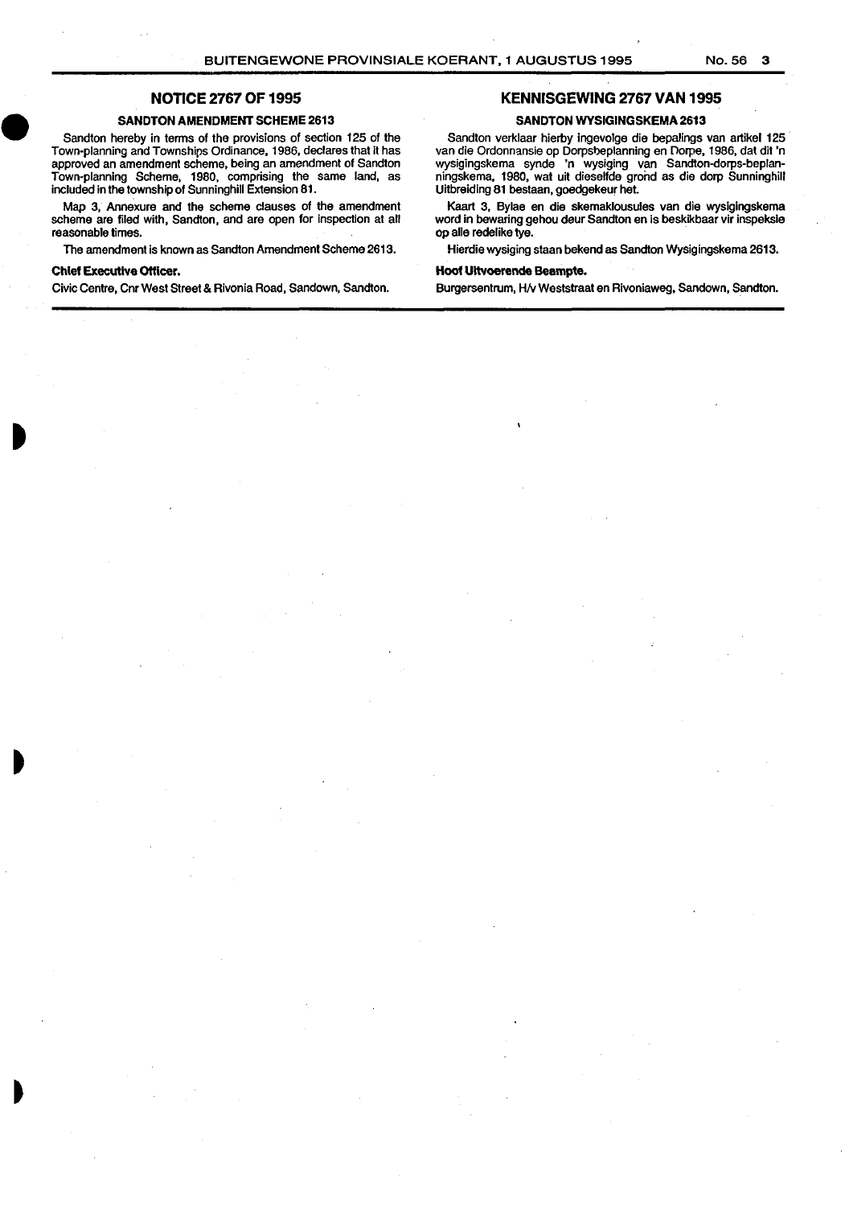## NOTICE 2767 OF 1995

### SANDTON AMENDMENT SCHEME 2613

Sandton hereby in terms of the provisions of section 125 of the Town-planning and Townships Ordinance, 1986, declares that it has approved an amendment scheme, being an amendment of Sandton Town-planning Scheme, 1980, comprising the same land, as included in the township of Sunninghill Extension 81.

Map 3, Annexure and the scheme clauses of the amendment scheme are filed with, Sandton, and are open for inspection at all reasonable times.

The amendment is known as Sandton Amendment Scheme 2613.

**Chief Executive Officer.**

Civic Centre, Cnr West Street & Rivonia Road, Sandown, Sandton.

## KENNISGEWING 2767 VAN 1995

### SANDTON WYSIGINGSKEMA 2613

Sandton verklaar hierby ingevolge die bepalings van artikel 125 van die Ordonnansie op Dorpsbeplanning en Dorpe, 1986, dat dit 'n wysigingskema synde 'n wysiging van Sandton-dorps-beplanningskema, 1980, wat uit dieselfde grond as die dorp Sunninghill Uitbreiding 81 bestaan, goedgekeur het.

Kaart 3, Bylae en die skemaklousules van die wysigingskema word in bewaring gehou deur Sandton en is beskikbaar vir inspeksie op alle redelike tye.

Hierdie wysiging staan bekend as Sandton Wysigingskema 2613.

**Hoof Uitvoerende Beampte.**

Burgersentrum, H/v Weststraat en Rivoniaweg, Sandown, Sandton.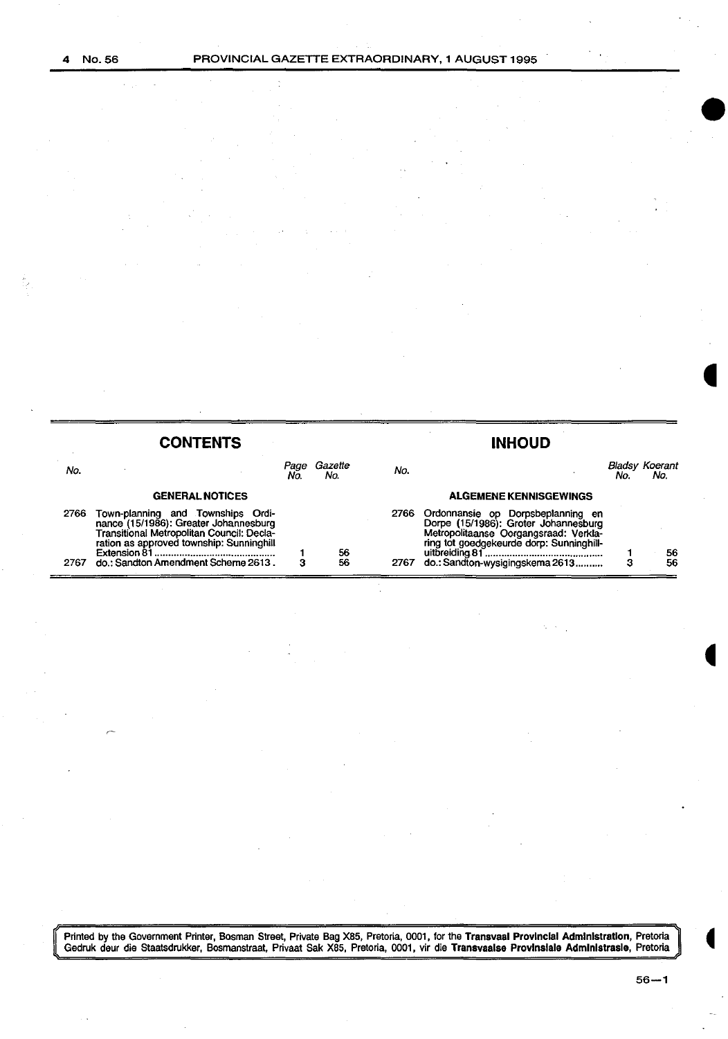## CONTENTS

| No. | | Page No. | Gazette No. |
|---|---|---|---|
| | **GENERAL NOTICES** | | |
| 2766 | Town-planning and Townships Ordinance (15/1986): Greater Johannesburg Transitional Metropolitan Council: Declaration as approved township: Sunninghill Extension 81 | 1 | 56 |
| 2767 | do.: Sandton Amendment Scheme 2613 | 3 | 56 |

## INHOUD

| No. | | Bladsy No. | Koerant No. |
|---|---|---|---|
| | **ALGEMENE KENNISGEWINGS** | | |
| 2766 | Ordonnansie op Dorpsbeplanning en Dorpe (15/1986): Groter Johannesburg Metropolitaanse Oorgangsraad: Verklaring tot goedgekeurde dorp: Sunninghill-uitbreiding 81 | 1 | 56 |
| 2767 | do.: Sandton-wysigingskema 2613 | 3 | 56 |

Printed by the Government Printer, Bosman Street, Private Bag X85, Pretoria, 0001, for the **Transvaal Provincial Administration**, Pretoria
Gedruk deur die Staatsdrukker, Bosmanstraat, Privaat Sak X85, Pretoria, 0001, vir die **Transvaalse Provinsiale Administrasie**, Pretoria

56—1